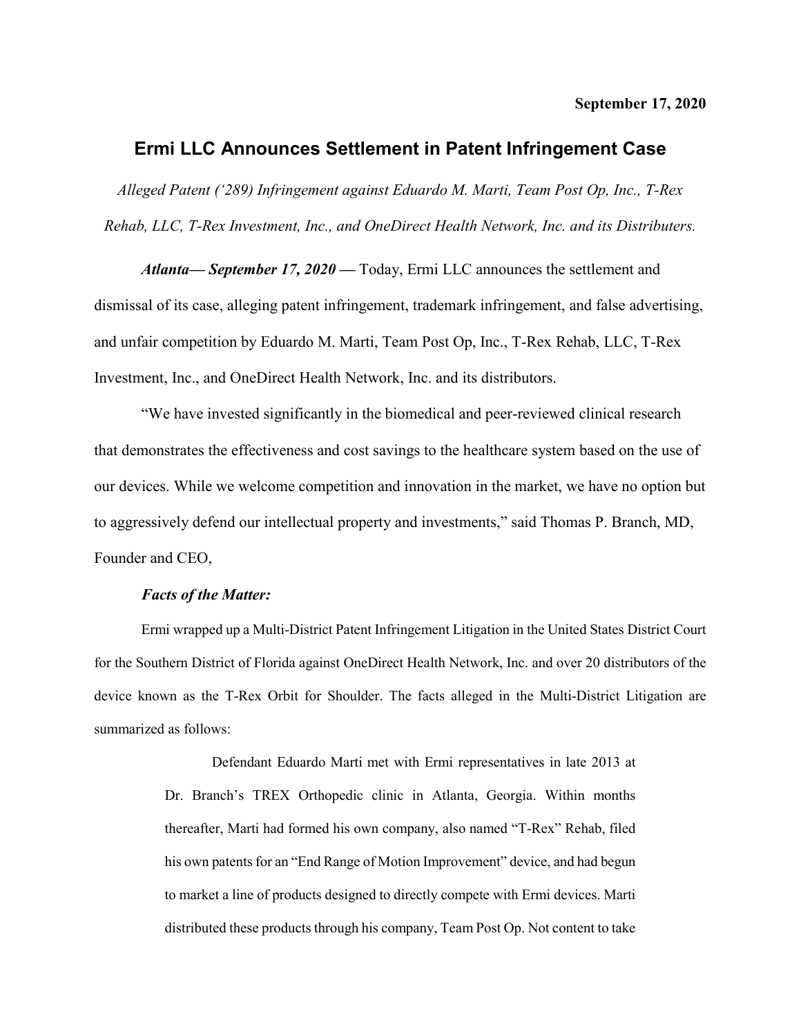**September 17, 2020**

# Ermi LLC Announces Settlement in Patent Infringement Case

*Alleged Patent ('289) Infringement against Eduardo M. Marti, Team Post Op, Inc., T-Rex Rehab, LLC, T-Rex Investment, Inc., and OneDirect Health Network, Inc. and its Distributers.*

***Atlanta— September 17, 2020 —*** Today, Ermi LLC announces the settlement and dismissal of its case, alleging patent infringement, trademark infringement, and false advertising, and unfair competition by Eduardo M. Marti, Team Post Op, Inc., T-Rex Rehab, LLC, T-Rex Investment, Inc., and OneDirect Health Network, Inc. and its distributors.

"We have invested significantly in the biomedical and peer-reviewed clinical research that demonstrates the effectiveness and cost savings to the healthcare system based on the use of our devices. While we welcome competition and innovation in the market, we have no option but to aggressively defend our intellectual property and investments," said Thomas P. Branch, MD, Founder and CEO,

***Facts of the Matter:***

Ermi wrapped up a Multi-District Patent Infringement Litigation in the United States District Court for the Southern District of Florida against OneDirect Health Network, Inc. and over 20 distributors of the device known as the T-Rex Orbit for Shoulder. The facts alleged in the Multi-District Litigation are summarized as follows:

> Defendant Eduardo Marti met with Ermi representatives in late 2013 at Dr. Branch's TREX Orthopedic clinic in Atlanta, Georgia. Within months thereafter, Marti had formed his own company, also named "T-Rex" Rehab, filed his own patents for an "End Range of Motion Improvement" device, and had begun to market a line of products designed to directly compete with Ermi devices. Marti distributed these products through his company, Team Post Op. Not content to take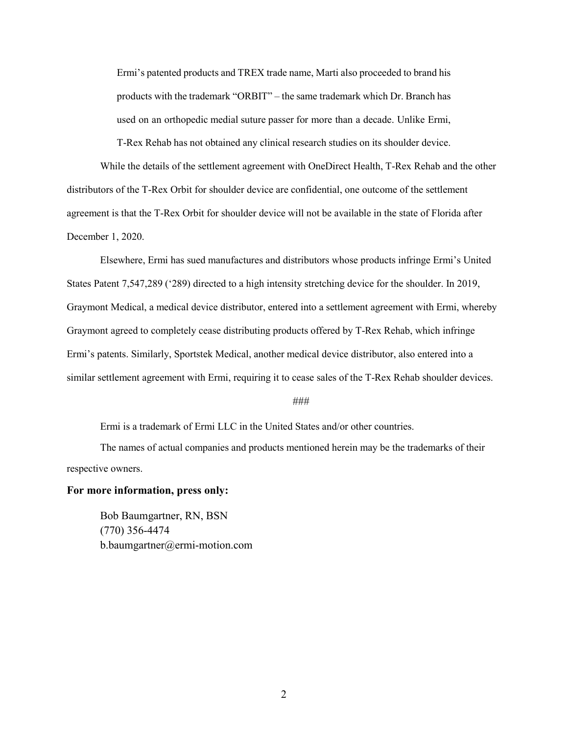> Ermi's patented products and TREX trade name, Marti also proceeded to brand his products with the trademark "ORBIT" – the same trademark which Dr. Branch has used on an orthopedic medial suture passer for more than a decade. Unlike Ermi, T-Rex Rehab has not obtained any clinical research studies on its shoulder device.

While the details of the settlement agreement with OneDirect Health, T-Rex Rehab and the other distributors of the T-Rex Orbit for shoulder device are confidential, one outcome of the settlement agreement is that the T-Rex Orbit for shoulder device will not be available in the state of Florida after December 1, 2020.

Elsewhere, Ermi has sued manufactures and distributors whose products infringe Ermi's United States Patent 7,547,289 ('289) directed to a high intensity stretching device for the shoulder. In 2019, Graymont Medical, a medical device distributor, entered into a settlement agreement with Ermi, whereby Graymont agreed to completely cease distributing products offered by T-Rex Rehab, which infringe Ermi's patents. Similarly, Sportstek Medical, another medical device distributor, also entered into a similar settlement agreement with Ermi, requiring it to cease sales of the T-Rex Rehab shoulder devices.

###

Ermi is a trademark of Ermi LLC in the United States and/or other countries.

The names of actual companies and products mentioned herein may be the trademarks of their respective owners.

**For more information, press only:**

Bob Baumgartner, RN, BSN
(770) 356-4474
b.baumgartner@ermi-motion.com